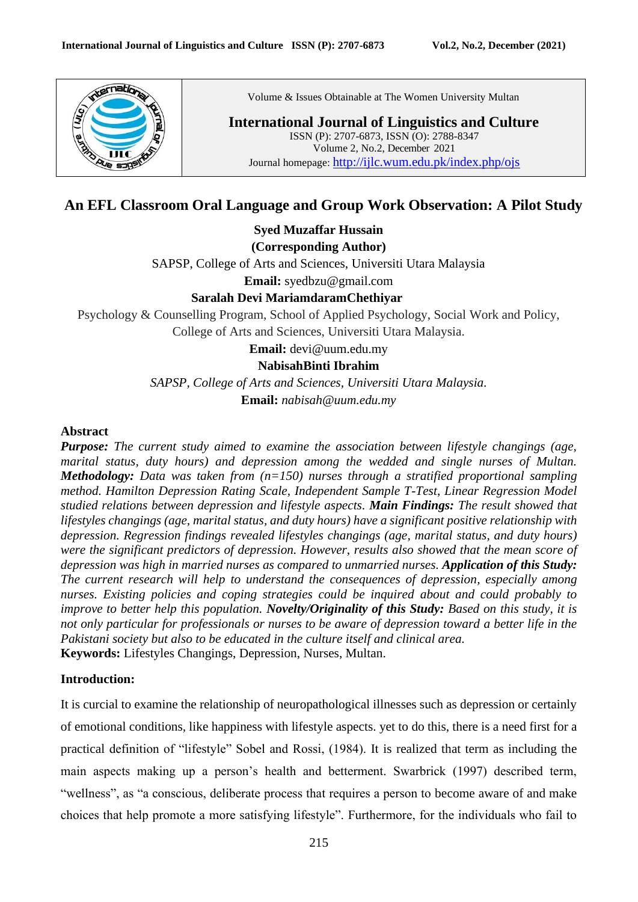Volume & Issues Obtainable at The Women University Multan

**International Journal of Linguistics and Culture**
ISSN (P): 2707-6873, ISSN (O): 2788-8347
Volume 2, No.2, December 2021
Journal homepage: http://ijlc.wum.edu.pk/index.php/ojs

# An EFL Classroom Oral Language and Group Work Observation: A Pilot Study

**Syed Muzaffar Hussain**
**(Corresponding Author)**
SAPSP, College of Arts and Sciences, Universiti Utara Malaysia
**Email:** syedbzu@gmail.com

**Saralah Devi MariamdaramChethiyar**
Psychology & Counselling Program, School of Applied Psychology, Social Work and Policy, College of Arts and Sciences, Universiti Utara Malaysia.
**Email:** devi@uum.edu.my

**NabisahBinti Ibrahim**
*SAPSP, College of Arts and Sciences, Universiti Utara Malaysia.*
**Email:** *nabisah@uum.edu.my*

## Abstract

***Purpose:*** *The current study aimed to examine the association between lifestyle changings (age, marital status, duty hours) and depression among the wedded and single nurses of Multan.* ***Methodology:*** *Data was taken from (n=150) nurses through a stratified proportional sampling method. Hamilton Depression Rating Scale, Independent Sample T-Test, Linear Regression Model studied relations between depression and lifestyle aspects.* ***Main Findings:*** *The result showed that lifestyles changings (age, marital status, and duty hours) have a significant positive relationship with depression. Regression findings revealed lifestyles changings (age, marital status, and duty hours) were the significant predictors of depression. However, results also showed that the mean score of depression was high in married nurses as compared to unmarried nurses.* ***Application of this Study:*** *The current research will help to understand the consequences of depression, especially among nurses. Existing policies and coping strategies could be inquired about and could probably to improve to better help this population.* ***Novelty/Originality of this Study:*** *Based on this study, it is not only particular for professionals or nurses to be aware of depression toward a better life in the Pakistani society but also to be educated in the culture itself and clinical area.*

**Keywords:** Lifestyles Changings, Depression, Nurses, Multan.

## Introduction:

It is curcial to examine the relationship of neuropathological illnesses such as depression or certainly of emotional conditions, like happiness with lifestyle aspects. yet to do this, there is a need first for a practical definition of "lifestyle" Sobel and Rossi, (1984). It is realized that term as including the main aspects making up a person's health and betterment. Swarbrick (1997) described term, "wellness", as "a conscious, deliberate process that requires a person to become aware of and make choices that help promote a more satisfying lifestyle". Furthermore, for the individuals who fail to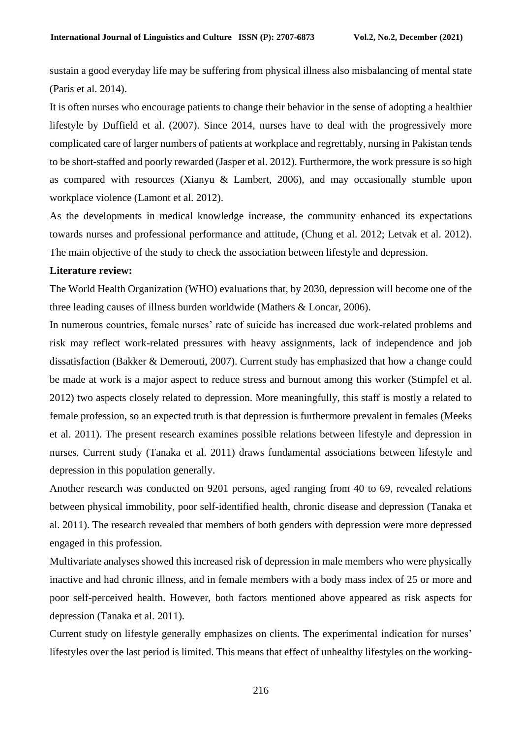sustain a good everyday life may be suffering from physical illness also misbalancing of mental state (Paris et al. 2014).

It is often nurses who encourage patients to change their behavior in the sense of adopting a healthier lifestyle by Duffield et al. (2007). Since 2014, nurses have to deal with the progressively more complicated care of larger numbers of patients at workplace and regrettably, nursing in Pakistan tends to be short-staffed and poorly rewarded (Jasper et al. 2012). Furthermore, the work pressure is so high as compared with resources (Xianyu & Lambert, 2006), and may occasionally stumble upon workplace violence (Lamont et al. 2012).

As the developments in medical knowledge increase, the community enhanced its expectations towards nurses and professional performance and attitude, (Chung et al. 2012; Letvak et al. 2012). The main objective of the study to check the association between lifestyle and depression.

**Literature review:**

The World Health Organization (WHO) evaluations that, by 2030, depression will become one of the three leading causes of illness burden worldwide (Mathers & Loncar, 2006).

In numerous countries, female nurses' rate of suicide has increased due work-related problems and risk may reflect work-related pressures with heavy assignments, lack of independence and job dissatisfaction (Bakker & Demerouti, 2007). Current study has emphasized that how a change could be made at work is a major aspect to reduce stress and burnout among this worker (Stimpfel et al. 2012) two aspects closely related to depression. More meaningfully, this staff is mostly a related to female profession, so an expected truth is that depression is furthermore prevalent in females (Meeks et al. 2011). The present research examines possible relations between lifestyle and depression in nurses. Current study (Tanaka et al. 2011) draws fundamental associations between lifestyle and depression in this population generally.

Another research was conducted on 9201 persons, aged ranging from 40 to 69, revealed relations between physical immobility, poor self-identified health, chronic disease and depression (Tanaka et al. 2011). The research revealed that members of both genders with depression were more depressed engaged in this profession.

Multivariate analyses showed this increased risk of depression in male members who were physically inactive and had chronic illness, and in female members with a body mass index of 25 or more and poor self-perceived health. However, both factors mentioned above appeared as risk aspects for depression (Tanaka et al. 2011).

Current study on lifestyle generally emphasizes on clients. The experimental indication for nurses' lifestyles over the last period is limited. This means that effect of unhealthy lifestyles on the working-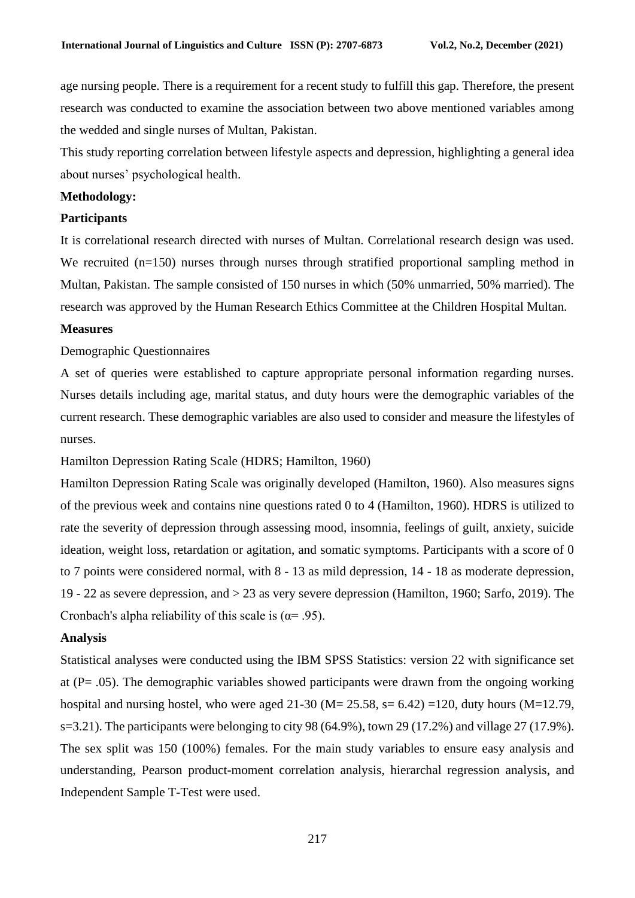age nursing people. There is a requirement for a recent study to fulfill this gap. Therefore, the present research was conducted to examine the association between two above mentioned variables among the wedded and single nurses of Multan, Pakistan.

This study reporting correlation between lifestyle aspects and depression, highlighting a general idea about nurses' psychological health.

## Methodology:

### Participants

It is correlational research directed with nurses of Multan. Correlational research design was used. We recruited (n=150) nurses through nurses through stratified proportional sampling method in Multan, Pakistan. The sample consisted of 150 nurses in which (50% unmarried, 50% married). The research was approved by the Human Research Ethics Committee at the Children Hospital Multan.

### Measures

Demographic Questionnaires

A set of queries were established to capture appropriate personal information regarding nurses. Nurses details including age, marital status, and duty hours were the demographic variables of the current research. These demographic variables are also used to consider and measure the lifestyles of nurses.

Hamilton Depression Rating Scale (HDRS; Hamilton, 1960)

Hamilton Depression Rating Scale was originally developed (Hamilton, 1960). Also measures signs of the previous week and contains nine questions rated 0 to 4 (Hamilton, 1960). HDRS is utilized to rate the severity of depression through assessing mood, insomnia, feelings of guilt, anxiety, suicide ideation, weight loss, retardation or agitation, and somatic symptoms. Participants with a score of 0 to 7 points were considered normal, with 8 - 13 as mild depression, 14 - 18 as moderate depression, 19 - 22 as severe depression, and > 23 as very severe depression (Hamilton, 1960; Sarfo, 2019). The Cronbach's alpha reliability of this scale is ($\alpha$= .95).

### Analysis

Statistical analyses were conducted using the IBM SPSS Statistics: version 22 with significance set at (P= .05). The demographic variables showed participants were drawn from the ongoing working hospital and nursing hostel, who were aged 21-30 (M= 25.58, s= 6.42) =120, duty hours (M=12.79, s=3.21). The participants were belonging to city 98 (64.9%), town 29 (17.2%) and village 27 (17.9%). The sex split was 150 (100%) females. For the main study variables to ensure easy analysis and understanding, Pearson product-moment correlation analysis, hierarchal regression analysis, and Independent Sample T-Test were used.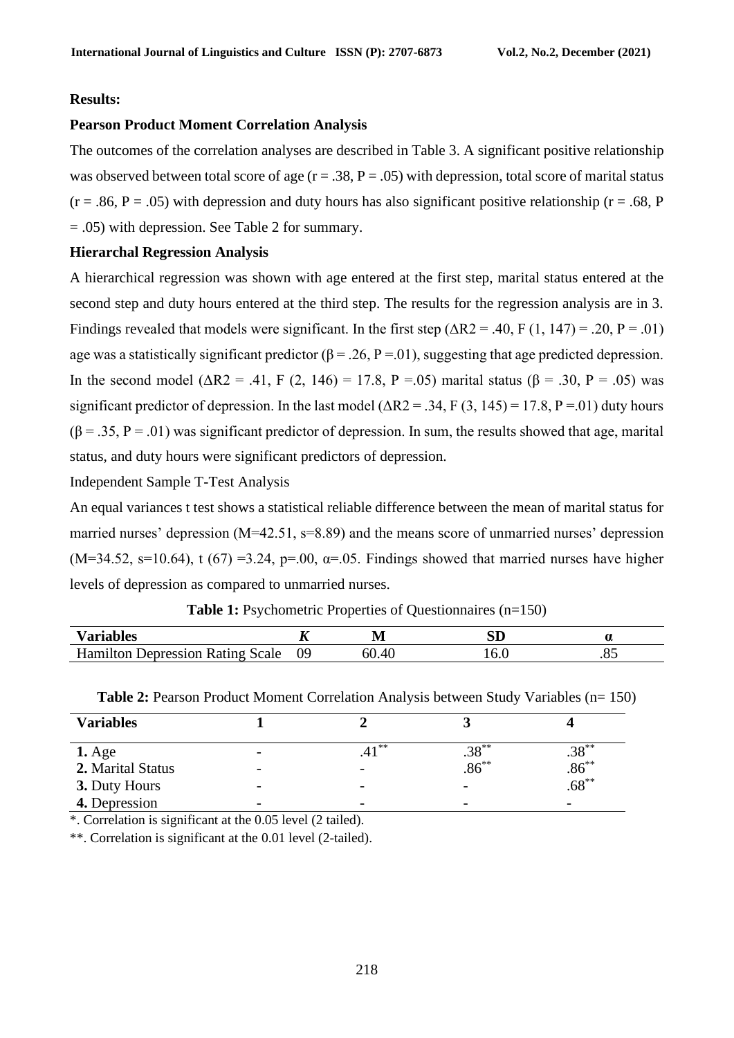**Results:**

**Pearson Product Moment Correlation Analysis**

The outcomes of the correlation analyses are described in Table 3. A significant positive relationship was observed between total score of age ($r = .38$, $P = .05$) with depression, total score of marital status ($r = .86$, $P = .05$) with depression and duty hours has also significant positive relationship ($r = .68$, $P = .05$) with depression. See Table 2 for summary.

**Hierarchal Regression Analysis**

A hierarchical regression was shown with age entered at the first step, marital status entered at the second step and duty hours entered at the third step. The results for the regression analysis are in 3. Findings revealed that models were significant. In the first step ($\Delta R2 = .40$, $F (1, 147) = .20$, $P = .01$) age was a statistically significant predictor ($\beta = .26$, $P = .01$), suggesting that age predicted depression. In the second model ($\Delta R2 = .41$, $F (2, 146) = 17.8$, $P = .05$) marital status ($\beta = .30$, $P = .05$) was significant predictor of depression. In the last model ($\Delta R2 = .34$, $F (3, 145) = 17.8$, $P = .01$) duty hours ($\beta = .35$, $P = .01$) was significant predictor of depression. In sum, the results showed that age, marital status, and duty hours were significant predictors of depression.

Independent Sample T-Test Analysis

An equal variances t test shows a statistical reliable difference between the mean of marital status for married nurses' depression ($M=42.51$, $s=8.89$) and the means score of unmarried nurses' depression ($M=34.52$, $s=10.64$), $t (67) = 3.24$, $p=.00$, $\alpha=.05$. Findings showed that married nurses have higher levels of depression as compared to unmarried nurses.

**Table 1:** Psychometric Properties of Questionnaires (n=150)

| Variables | *K* | M | SD | α |
|---|---|---|---|---|
| Hamilton Depression Rating Scale | 09 | 60.40 | 16.0 | .85 |

**Table 2:** Pearson Product Moment Correlation Analysis between Study Variables (n= 150)

| Variables | 1 | 2 | 3 | 4 |
|---|---|---|---|---|
| **1.** Age | - | .41** | .38** | .38** |
| **2.** Marital Status | - | - | .86** | .86** |
| **3.** Duty Hours | - | - | - | .68** |
| **4.** Depression | - | - | - | - |

*. Correlation is significant at the 0.05 level (2 tailed).

**. Correlation is significant at the 0.01 level (2-tailed).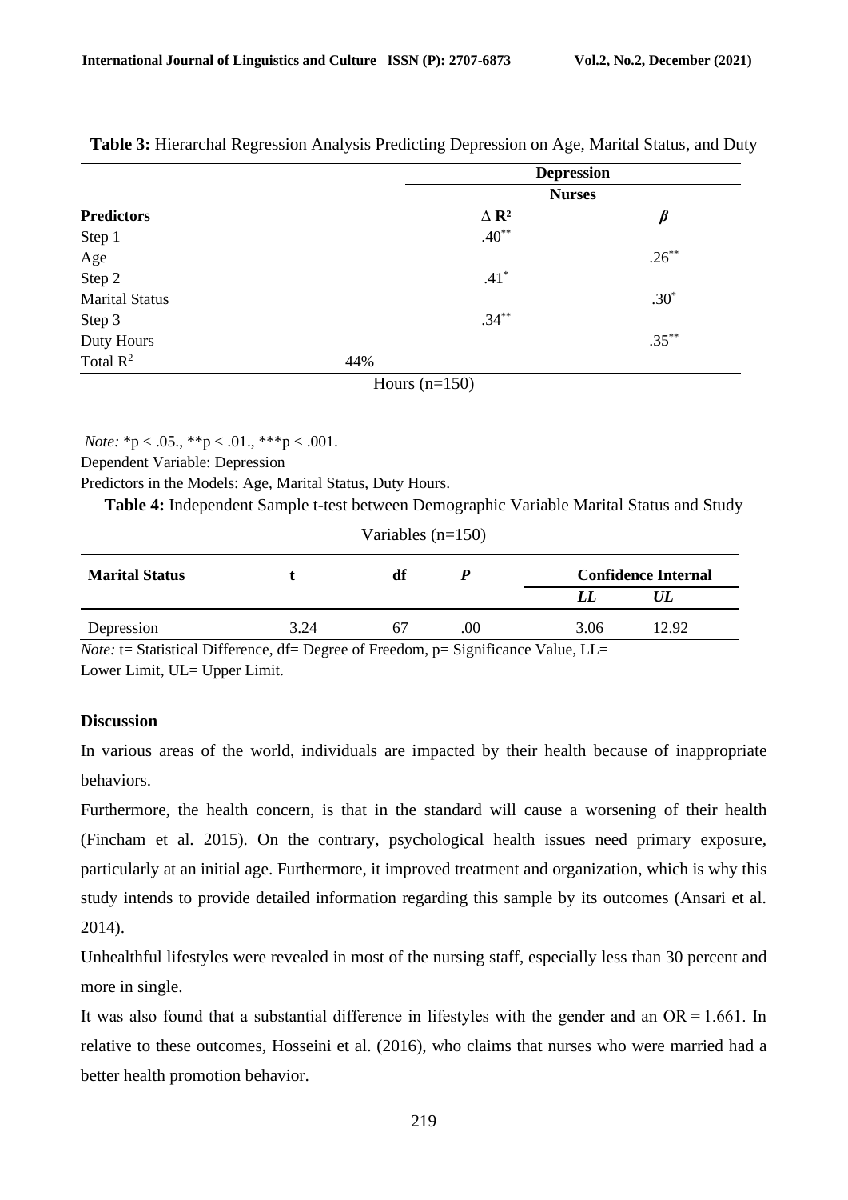**Table 3:** Hierarchal Regression Analysis Predicting Depression on Age, Marital Status, and Duty Hours (n=150)

| | | Depression | |
|---|---|---|---|
| | | Nurses | |
| **Predictors** | | **Δ R²** | ***β*** |
| Step 1 | | .40** | |
| Age | | | .26** |
| Step 2 | | .41* | |
| Marital Status | | | .30* |
| Step 3 | | .34** | |
| Duty Hours | | | .35** |
| Total $R^2$ | 44% | | |

*Note:* *p < .05., **p < .01., ***p < .001.

Dependent Variable: Depression

Predictors in the Models: Age, Marital Status, Duty Hours.

**Table 4:** Independent Sample t-test between Demographic Variable Marital Status and Study Variables (n=150)

| **Marital Status** | **t** | **df** | ***P*** | **Confidence Internal** | |
|---|---|---|---|---|---|
| | | | | ***LL*** | ***UL*** |
| Depression | 3.24 | 67 | .00 | 3.06 | 12.92 |

*Note:* t= Statistical Difference, df= Degree of Freedom, p= Significance Value, LL= Lower Limit, UL= Upper Limit.

### Discussion

In various areas of the world, individuals are impacted by their health because of inappropriate behaviors.

Furthermore, the health concern, is that in the standard will cause a worsening of their health (Fincham et al. 2015). On the contrary, psychological health issues need primary exposure, particularly at an initial age. Furthermore, it improved treatment and organization, which is why this study intends to provide detailed information regarding this sample by its outcomes (Ansari et al. 2014).

Unhealthful lifestyles were revealed in most of the nursing staff, especially less than 30 percent and more in single.

It was also found that a substantial difference in lifestyles with the gender and an OR = 1.661. In relative to these outcomes, Hosseini et al. (2016), who claims that nurses who were married had a better health promotion behavior.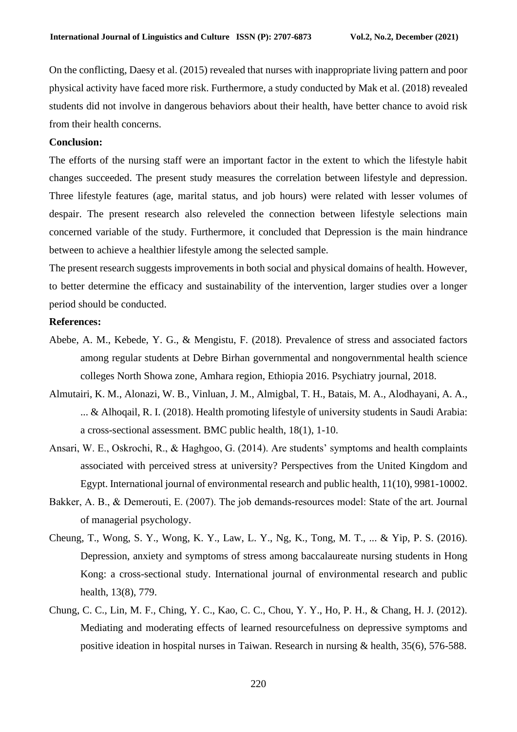On the conflicting, Daesy et al. (2015) revealed that nurses with inappropriate living pattern and poor physical activity have faced more risk. Furthermore, a study conducted by Mak et al. (2018) revealed students did not involve in dangerous behaviors about their health, have better chance to avoid risk from their health concerns.

**Conclusion:**

The efforts of the nursing staff were an important factor in the extent to which the lifestyle habit changes succeeded. The present study measures the correlation between lifestyle and depression. Three lifestyle features (age, marital status, and job hours) were related with lesser volumes of despair. The present research also releveled the connection between lifestyle selections main concerned variable of the study. Furthermore, it concluded that Depression is the main hindrance between to achieve a healthier lifestyle among the selected sample.

The present research suggests improvements in both social and physical domains of health. However, to better determine the efficacy and sustainability of the intervention, larger studies over a longer period should be conducted.

**References:**

Abebe, A. M., Kebede, Y. G., & Mengistu, F. (2018). Prevalence of stress and associated factors among regular students at Debre Birhan governmental and nongovernmental health science colleges North Showa zone, Amhara region, Ethiopia 2016. Psychiatry journal, 2018.

Almutairi, K. M., Alonazi, W. B., Vinluan, J. M., Almigbal, T. H., Batais, M. A., Alodhayani, A. A., ... & Alhoqail, R. I. (2018). Health promoting lifestyle of university students in Saudi Arabia: a cross-sectional assessment. BMC public health, 18(1), 1-10.

Ansari, W. E., Oskrochi, R., & Haghgoo, G. (2014). Are students' symptoms and health complaints associated with perceived stress at university? Perspectives from the United Kingdom and Egypt. International journal of environmental research and public health, 11(10), 9981-10002.

Bakker, A. B., & Demerouti, E. (2007). The job demands-resources model: State of the art. Journal of managerial psychology.

Cheung, T., Wong, S. Y., Wong, K. Y., Law, L. Y., Ng, K., Tong, M. T., ... & Yip, P. S. (2016). Depression, anxiety and symptoms of stress among baccalaureate nursing students in Hong Kong: a cross-sectional study. International journal of environmental research and public health, 13(8), 779.

Chung, C. C., Lin, M. F., Ching, Y. C., Kao, C. C., Chou, Y. Y., Ho, P. H., & Chang, H. J. (2012). Mediating and moderating effects of learned resourcefulness on depressive symptoms and positive ideation in hospital nurses in Taiwan. Research in nursing & health, 35(6), 576-588.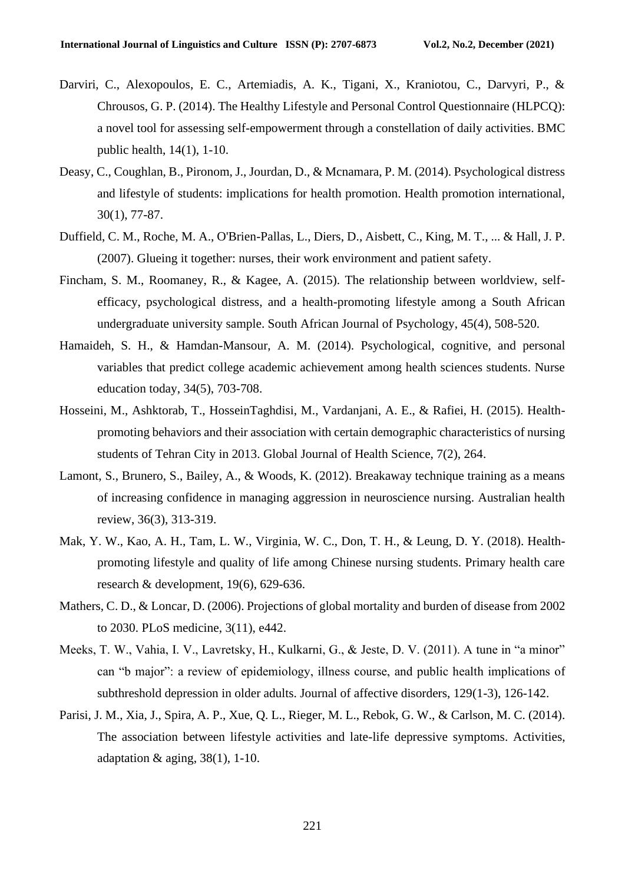Darviri, C., Alexopoulos, E. C., Artemiadis, A. K., Tigani, X., Kraniotou, C., Darvyri, P., & Chrousos, G. P. (2014). The Healthy Lifestyle and Personal Control Questionnaire (HLPCQ): a novel tool for assessing self-empowerment through a constellation of daily activities. BMC public health, 14(1), 1-10.

Deasy, C., Coughlan, B., Pironom, J., Jourdan, D., & Mcnamara, P. M. (2014). Psychological distress and lifestyle of students: implications for health promotion. Health promotion international, 30(1), 77-87.

Duffield, C. M., Roche, M. A., O'Brien-Pallas, L., Diers, D., Aisbett, C., King, M. T., ... & Hall, J. P. (2007). Glueing it together: nurses, their work environment and patient safety.

Fincham, S. M., Roomaney, R., & Kagee, A. (2015). The relationship between worldview, self-efficacy, psychological distress, and a health-promoting lifestyle among a South African undergraduate university sample. South African Journal of Psychology, 45(4), 508-520.

Hamaideh, S. H., & Hamdan-Mansour, A. M. (2014). Psychological, cognitive, and personal variables that predict college academic achievement among health sciences students. Nurse education today, 34(5), 703-708.

Hosseini, M., Ashktorab, T., HosseinTaghdisi, M., Vardanjani, A. E., & Rafiei, H. (2015). Health-promoting behaviors and their association with certain demographic characteristics of nursing students of Tehran City in 2013. Global Journal of Health Science, 7(2), 264.

Lamont, S., Brunero, S., Bailey, A., & Woods, K. (2012). Breakaway technique training as a means of increasing confidence in managing aggression in neuroscience nursing. Australian health review, 36(3), 313-319.

Mak, Y. W., Kao, A. H., Tam, L. W., Virginia, W. C., Don, T. H., & Leung, D. Y. (2018). Health-promoting lifestyle and quality of life among Chinese nursing students. Primary health care research & development, 19(6), 629-636.

Mathers, C. D., & Loncar, D. (2006). Projections of global mortality and burden of disease from 2002 to 2030. PLoS medicine, 3(11), e442.

Meeks, T. W., Vahia, I. V., Lavretsky, H., Kulkarni, G., & Jeste, D. V. (2011). A tune in "a minor" can "b major": a review of epidemiology, illness course, and public health implications of subthreshold depression in older adults. Journal of affective disorders, 129(1-3), 126-142.

Parisi, J. M., Xia, J., Spira, A. P., Xue, Q. L., Rieger, M. L., Rebok, G. W., & Carlson, M. C. (2014). The association between lifestyle activities and late-life depressive symptoms. Activities, adaptation & aging, 38(1), 1-10.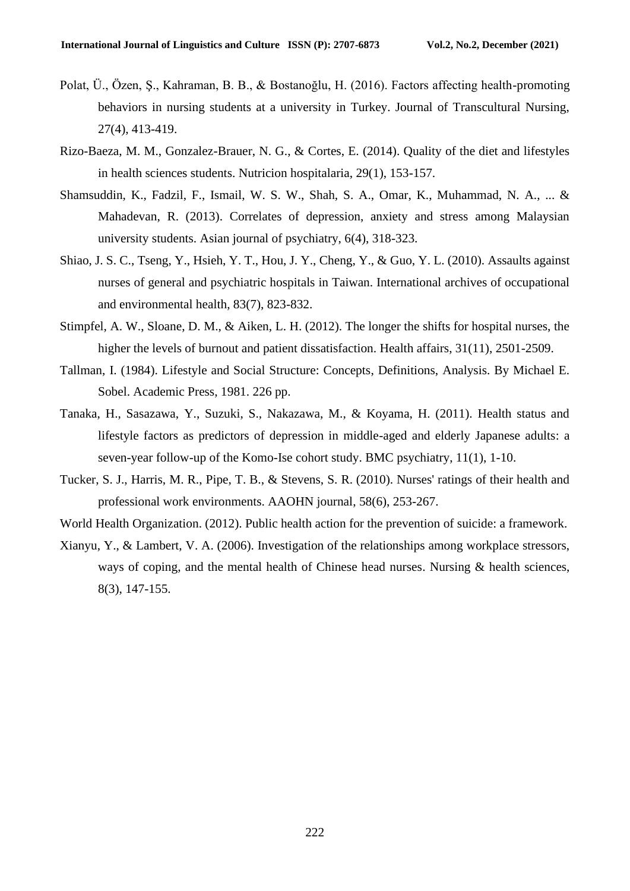Polat, Ü., Özen, Ş., Kahraman, B. B., & Bostanoğlu, H. (2016). Factors affecting health-promoting behaviors in nursing students at a university in Turkey. Journal of Transcultural Nursing, 27(4), 413-419.

Rizo-Baeza, M. M., Gonzalez-Brauer, N. G., & Cortes, E. (2014). Quality of the diet and lifestyles in health sciences students. Nutricion hospitalaria, 29(1), 153-157.

Shamsuddin, K., Fadzil, F., Ismail, W. S. W., Shah, S. A., Omar, K., Muhammad, N. A., ... & Mahadevan, R. (2013). Correlates of depression, anxiety and stress among Malaysian university students. Asian journal of psychiatry, 6(4), 318-323.

Shiao, J. S. C., Tseng, Y., Hsieh, Y. T., Hou, J. Y., Cheng, Y., & Guo, Y. L. (2010). Assaults against nurses of general and psychiatric hospitals in Taiwan. International archives of occupational and environmental health, 83(7), 823-832.

Stimpfel, A. W., Sloane, D. M., & Aiken, L. H. (2012). The longer the shifts for hospital nurses, the higher the levels of burnout and patient dissatisfaction. Health affairs, 31(11), 2501-2509.

Tallman, I. (1984). Lifestyle and Social Structure: Concepts, Definitions, Analysis. By Michael E. Sobel. Academic Press, 1981. 226 pp.

Tanaka, H., Sasazawa, Y., Suzuki, S., Nakazawa, M., & Koyama, H. (2011). Health status and lifestyle factors as predictors of depression in middle-aged and elderly Japanese adults: a seven-year follow-up of the Komo-Ise cohort study. BMC psychiatry, 11(1), 1-10.

Tucker, S. J., Harris, M. R., Pipe, T. B., & Stevens, S. R. (2010). Nurses' ratings of their health and professional work environments. AAOHN journal, 58(6), 253-267.

World Health Organization. (2012). Public health action for the prevention of suicide: a framework.

Xianyu, Y., & Lambert, V. A. (2006). Investigation of the relationships among workplace stressors, ways of coping, and the mental health of Chinese head nurses. Nursing & health sciences, 8(3), 147-155.